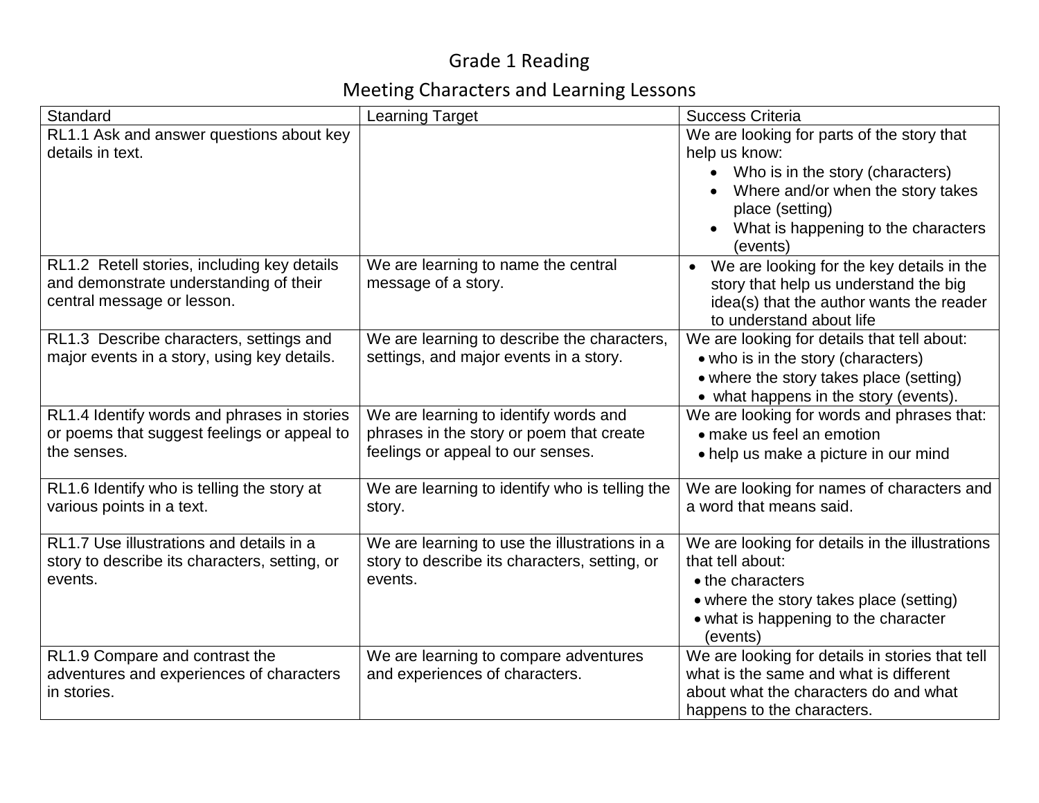# Grade 1 Reading

## Meeting Characters and Learning Lessons

| Standard | Learning Target | Success Criteria |
|---|---|---|
| RL1.1 Ask and answer questions about key details in text. | | We are looking for parts of the story that help us know:<br>• Who is in the story (characters)<br>• Where and/or when the story takes place (setting)<br>• What is happening to the characters (events) |
| RL1.2 Retell stories, including key details and demonstrate understanding of their central message or lesson. | We are learning to name the central message of a story. | • We are looking for the key details in the story that help us understand the big idea(s) that the author wants the reader to understand about life |
| RL1.3 Describe characters, settings and major events in a story, using key details. | We are learning to describe the characters, settings, and major events in a story. | We are looking for details that tell about:<br>• who is in the story (characters)<br>• where the story takes place (setting)<br>• what happens in the story (events). |
| RL1.4 Identify words and phrases in stories or poems that suggest feelings or appeal to the senses. | We are learning to identify words and phrases in the story or poem that create feelings or appeal to our senses. | We are looking for words and phrases that:<br>• make us feel an emotion<br>• help us make a picture in our mind |
| RL1.6 Identify who is telling the story at various points in a text. | We are learning to identify who is telling the story. | We are looking for names of characters and a word that means said. |
| RL1.7 Use illustrations and details in a story to describe its characters, setting, or events. | We are learning to use the illustrations in a story to describe its characters, setting, or events. | We are looking for details in the illustrations that tell about:<br>• the characters<br>• where the story takes place (setting)<br>• what is happening to the character (events) |
| RL1.9 Compare and contrast the adventures and experiences of characters in stories. | We are learning to compare adventures and experiences of characters. | We are looking for details in stories that tell what is the same and what is different about what the characters do and what happens to the characters. |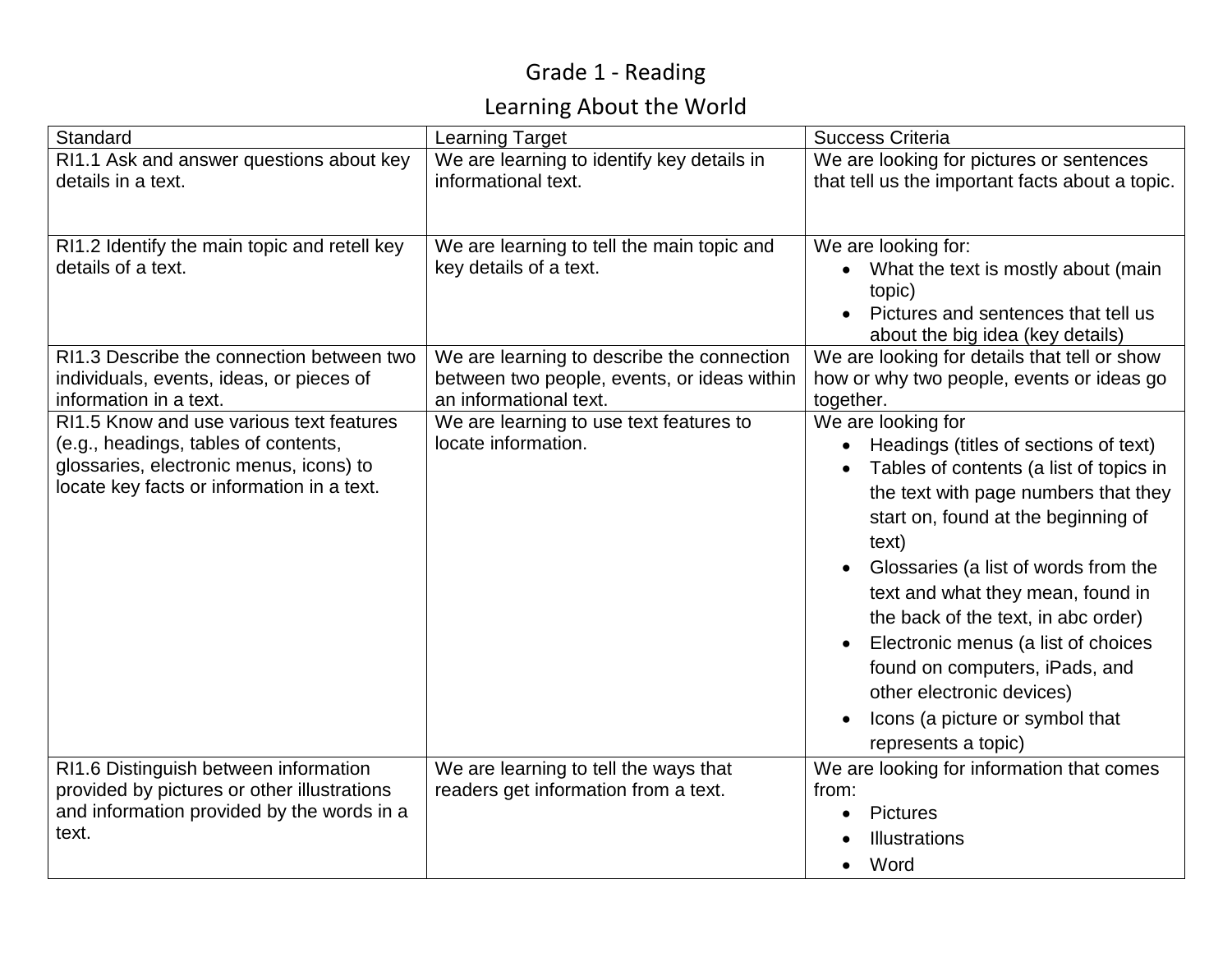# Grade 1 - Reading

## Learning About the World

| Standard | Learning Target | Success Criteria |
|---|---|---|
| RI1.1 Ask and answer questions about key details in a text. | We are learning to identify key details in informational text. | We are looking for pictures or sentences that tell us the important facts about a topic. |
| RI1.2 Identify the main topic and retell key details of a text. | We are learning to tell the main topic and key details of a text. | We are looking for:<br>• What the text is mostly about (main topic)<br>• Pictures and sentences that tell us about the big idea (key details) |
| RI1.3 Describe the connection between two individuals, events, ideas, or pieces of information in a text. | We are learning to describe the connection between two people, events, or ideas within an informational text. | We are looking for details that tell or show how or why two people, events or ideas go together. |
| RI1.5 Know and use various text features (e.g., headings, tables of contents, glossaries, electronic menus, icons) to locate key facts or information in a text. | We are learning to use text features to locate information. | We are looking for<br>• Headings (titles of sections of text)<br>• Tables of contents (a list of topics in the text with page numbers that they start on, found at the beginning of text)<br>• Glossaries (a list of words from the text and what they mean, found in the back of the text, in abc order)<br>• Electronic menus (a list of choices found on computers, iPads, and other electronic devices)<br>• Icons (a picture or symbol that represents a topic) |
| RI1.6 Distinguish between information provided by pictures or other illustrations and information provided by the words in a text. | We are learning to tell the ways that readers get information from a text. | We are looking for information that comes from:<br>• Pictures<br>• Illustrations<br>• Word |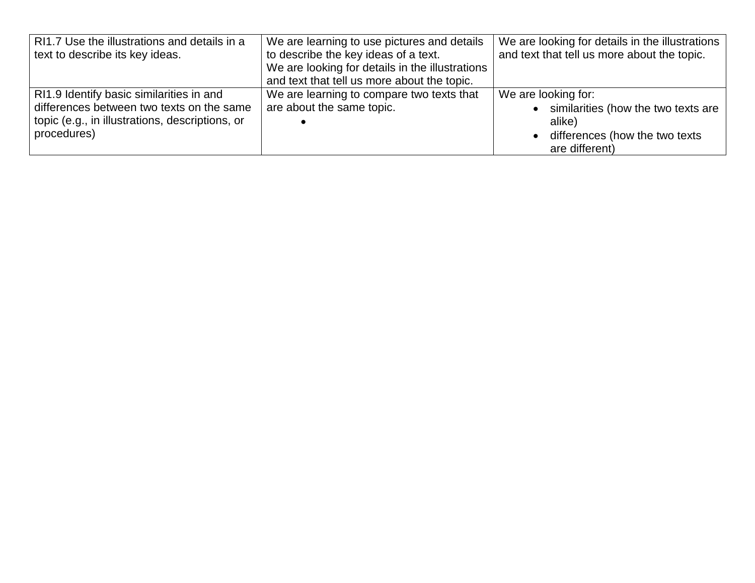| RI1.7 Use the illustrations and details in a text to describe its key ideas. | We are learning to use pictures and details to describe the key ideas of a text.<br>We are looking for details in the illustrations and text that tell us more about the topic. | We are looking for details in the illustrations and text that tell us more about the topic. |
|---|---|---|
| RI1.9 Identify basic similarities in and differences between two texts on the same topic (e.g., in illustrations, descriptions, or procedures) | We are learning to compare two texts that are about the same topic.<br>• | We are looking for:<br>• similarities (how the two texts are alike)<br>• differences (how the two texts are different) |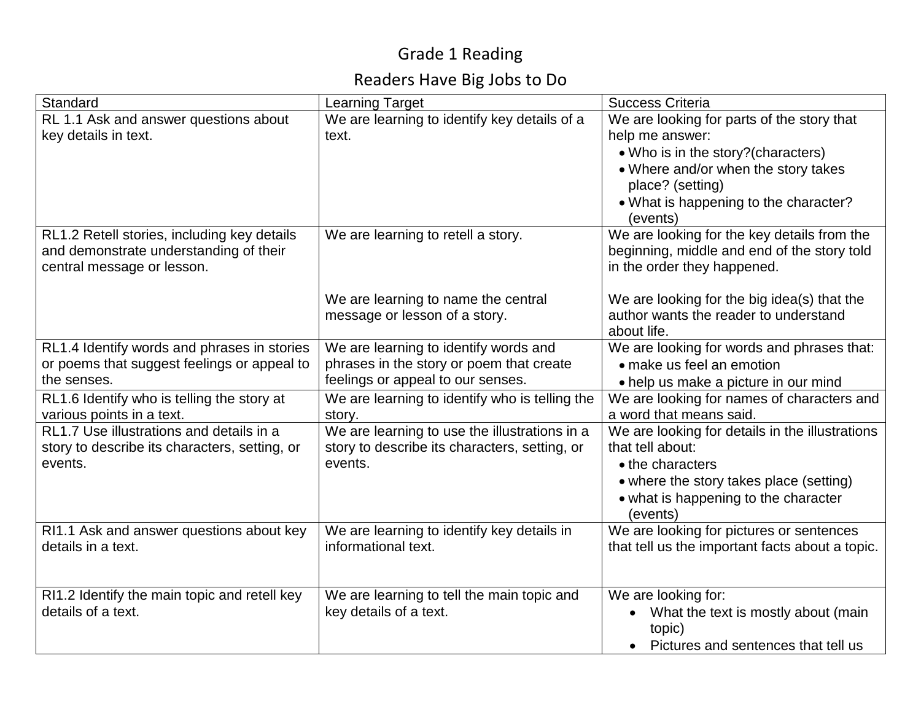# Grade 1 Reading

## Readers Have Big Jobs to Do

| Standard | Learning Target | Success Criteria |
| --- | --- | --- |
| RL 1.1 Ask and answer questions about key details in text. | We are learning to identify key details of a text. | We are looking for parts of the story that help me answer: <br>• Who is in the story?(characters) <br>• Where and/or when the story takes place? (setting) <br>• What is happening to the character? (events) |
| RL1.2 Retell stories, including key details and demonstrate understanding of their central message or lesson. | We are learning to retell a story. <br><br>We are learning to name the central message or lesson of a story. | We are looking for the key details from the beginning, middle and end of the story told in the order they happened. <br><br>We are looking for the big idea(s) that the author wants the reader to understand about life. |
| RL1.4 Identify words and phrases in stories or poems that suggest feelings or appeal to the senses. | We are learning to identify words and phrases in the story or poem that create feelings or appeal to our senses. | We are looking for words and phrases that: <br>• make us feel an emotion <br>• help us make a picture in our mind |
| RL1.6 Identify who is telling the story at various points in a text. | We are learning to identify who is telling the story. | We are looking for names of characters and a word that means said. |
| RL1.7 Use illustrations and details in a story to describe its characters, setting, or events. | We are learning to use the illustrations in a story to describe its characters, setting, or events. | We are looking for details in the illustrations that tell about: <br>• the characters <br>• where the story takes place (setting) <br>• what is happening to the character (events) |
| RI1.1 Ask and answer questions about key details in a text. | We are learning to identify key details in informational text. | We are looking for pictures or sentences that tell us the important facts about a topic. |
| RI1.2 Identify the main topic and retell key details of a text. | We are learning to tell the main topic and key details of a text. | We are looking for: <br>• What the text is mostly about (main topic) <br>• Pictures and sentences that tell us |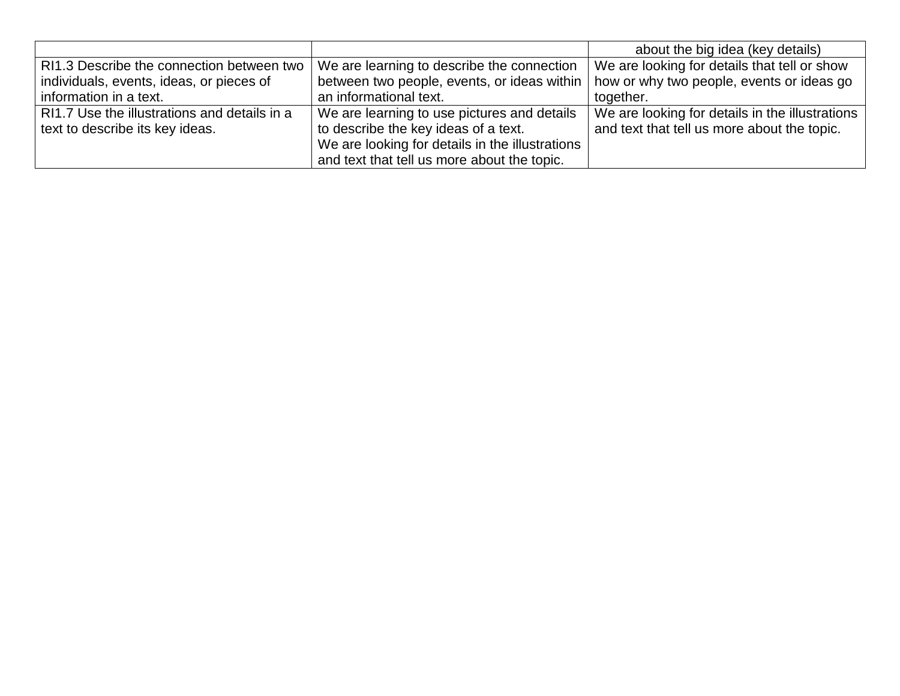| | | about the big idea (key details) |
|---|---|---|
| RI1.3 Describe the connection between two individuals, events, ideas, or pieces of information in a text. | We are learning to describe the connection between two people, events, or ideas within an informational text. | We are looking for details that tell or show how or why two people, events or ideas go together. |
| RI1.7 Use the illustrations and details in a text to describe its key ideas. | We are learning to use pictures and details to describe the key ideas of a text. We are looking for details in the illustrations and text that tell us more about the topic. | We are looking for details in the illustrations and text that tell us more about the topic. |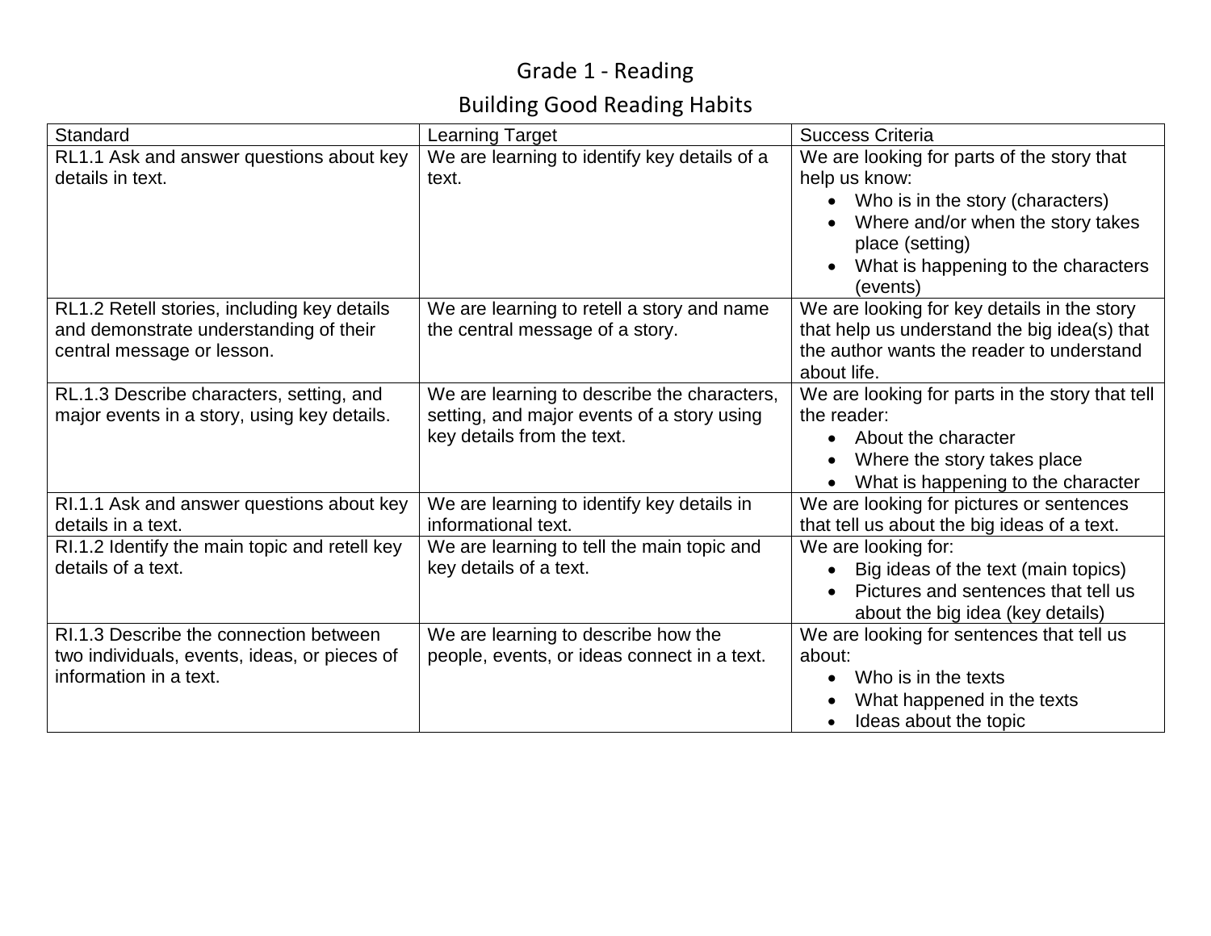# Grade 1 - Reading

## Building Good Reading Habits

| Standard | Learning Target | Success Criteria |
|---|---|---|
| RL1.1 Ask and answer questions about key details in text. | We are learning to identify key details of a text. | We are looking for parts of the story that help us know:<br>• Who is in the story (characters)<br>• Where and/or when the story takes place (setting)<br>• What is happening to the characters (events) |
| RL1.2 Retell stories, including key details and demonstrate understanding of their central message or lesson. | We are learning to retell a story and name the central message of a story. | We are looking for key details in the story that help us understand the big idea(s) that the author wants the reader to understand about life. |
| RL.1.3 Describe characters, setting, and major events in a story, using key details. | We are learning to describe the characters, setting, and major events of a story using key details from the text. | We are looking for parts in the story that tell the reader:<br>• About the character<br>• Where the story takes place<br>• What is happening to the character |
| RI.1.1 Ask and answer questions about key details in a text. | We are learning to identify key details in informational text. | We are looking for pictures or sentences that tell us about the big ideas of a text. |
| RI.1.2 Identify the main topic and retell key details of a text. | We are learning to tell the main topic and key details of a text. | We are looking for:<br>• Big ideas of the text (main topics)<br>• Pictures and sentences that tell us about the big idea (key details) |
| RI.1.3 Describe the connection between two individuals, events, ideas, or pieces of information in a text. | We are learning to describe how the people, events, or ideas connect in a text. | We are looking for sentences that tell us about:<br>• Who is in the texts<br>• What happened in the texts<br>• Ideas about the topic |